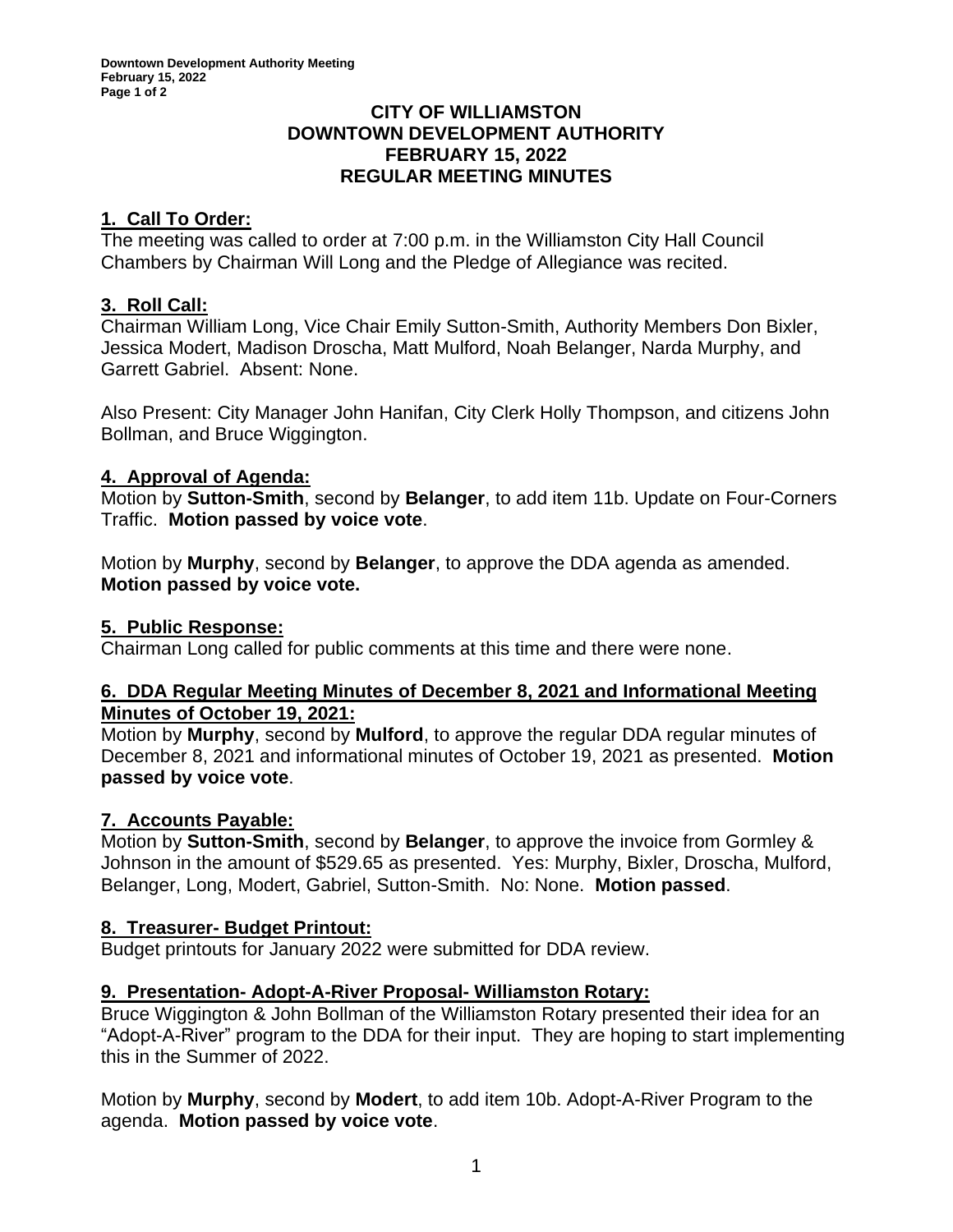# CITY OF WILLIAMSTON
# DOWNTOWN DEVELOPMENT AUTHORITY
# FEBRUARY 15, 2022
# REGULAR MEETING MINUTES

## 1. Call To Order:

The meeting was called to order at 7:00 p.m. in the Williamston City Hall Council Chambers by Chairman Will Long and the Pledge of Allegiance was recited.

## 3. Roll Call:

Chairman William Long, Vice Chair Emily Sutton-Smith, Authority Members Don Bixler, Jessica Modert, Madison Droscha, Matt Mulford, Noah Belanger, Narda Murphy, and Garrett Gabriel. Absent: None.

Also Present: City Manager John Hanifan, City Clerk Holly Thompson, and citizens John Bollman, and Bruce Wiggington.

## 4. Approval of Agenda:

Motion by **Sutton-Smith**, second by **Belanger**, to add item 11b. Update on Four-Corners Traffic. **Motion passed by voice vote**.

Motion by **Murphy**, second by **Belanger**, to approve the DDA agenda as amended. **Motion passed by voice vote.**

## 5. Public Response:

Chairman Long called for public comments at this time and there were none.

## 6. DDA Regular Meeting Minutes of December 8, 2021 and Informational Meeting Minutes of October 19, 2021:

Motion by **Murphy**, second by **Mulford**, to approve the regular DDA regular minutes of December 8, 2021 and informational minutes of October 19, 2021 as presented. **Motion passed by voice vote**.

## 7. Accounts Payable:

Motion by **Sutton-Smith**, second by **Belanger**, to approve the invoice from Gormley & Johnson in the amount of $529.65 as presented. Yes: Murphy, Bixler, Droscha, Mulford, Belanger, Long, Modert, Gabriel, Sutton-Smith. No: None. **Motion passed**.

## 8. Treasurer- Budget Printout:

Budget printouts for January 2022 were submitted for DDA review.

## 9. Presentation- Adopt-A-River Proposal- Williamston Rotary:

Bruce Wiggington & John Bollman of the Williamston Rotary presented their idea for an "Adopt-A-River" program to the DDA for their input. They are hoping to start implementing this in the Summer of 2022.

Motion by **Murphy**, second by **Modert**, to add item 10b. Adopt-A-River Program to the agenda. **Motion passed by voice vote**.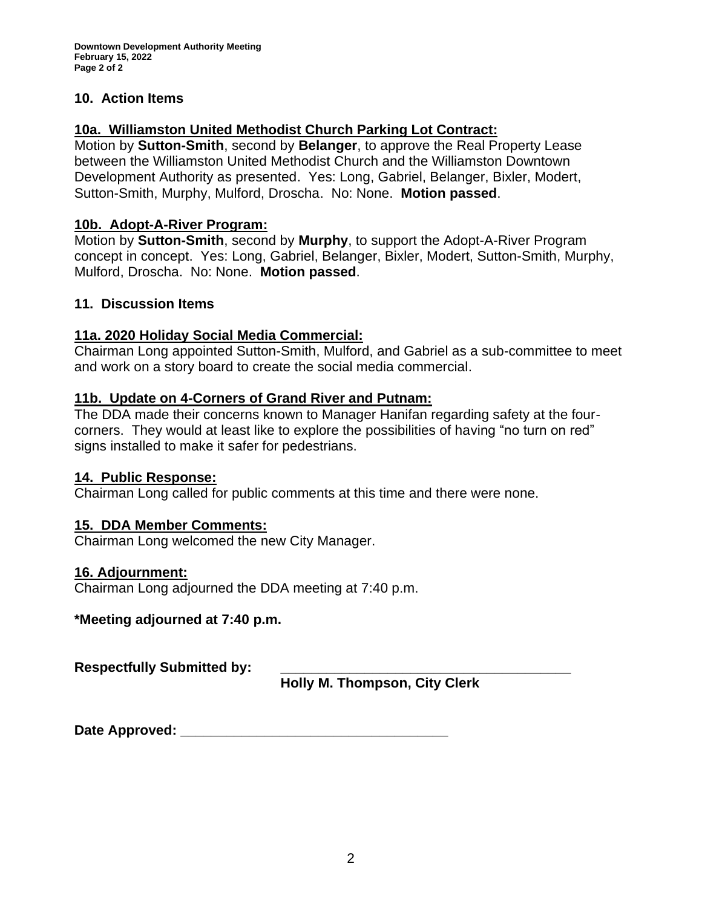## 10. Action Items

**10a. Williamston United Methodist Church Parking Lot Contract:**

Motion by **Sutton-Smith**, second by **Belanger**, to approve the Real Property Lease between the Williamston United Methodist Church and the Williamston Downtown Development Authority as presented. Yes: Long, Gabriel, Belanger, Bixler, Modert, Sutton-Smith, Murphy, Mulford, Droscha. No: None. **Motion passed**.

**10b. Adopt-A-River Program:**

Motion by **Sutton-Smith**, second by **Murphy**, to support the Adopt-A-River Program concept in concept. Yes: Long, Gabriel, Belanger, Bixler, Modert, Sutton-Smith, Murphy, Mulford, Droscha. No: None. **Motion passed**.

## 11. Discussion Items

**11a. 2020 Holiday Social Media Commercial:**

Chairman Long appointed Sutton-Smith, Mulford, and Gabriel as a sub-committee to meet and work on a story board to create the social media commercial.

**11b. Update on 4-Corners of Grand River and Putnam:**

The DDA made their concerns known to Manager Hanifan regarding safety at the four-corners. They would at least like to explore the possibilities of having "no turn on red" signs installed to make it safer for pedestrians.

**14. Public Response:**

Chairman Long called for public comments at this time and there were none.

**15. DDA Member Comments:**

Chairman Long welcomed the new City Manager.

**16. Adjournment:**

Chairman Long adjourned the DDA meeting at 7:40 p.m.

**\*Meeting adjourned at 7:40 p.m.**

**Respectfully Submitted by:** \_\_\_\_\_\_\_\_\_\_\_\_\_\_\_\_\_\_\_\_\_\_\_\_\_\_\_\_\_\_\_\_\_\_\_\_\_\_\_\_

**Holly M. Thompson, City Clerk**

**Date Approved:** \_\_\_\_\_\_\_\_\_\_\_\_\_\_\_\_\_\_\_\_\_\_\_\_\_\_\_\_\_\_\_\_\_\_\_\_